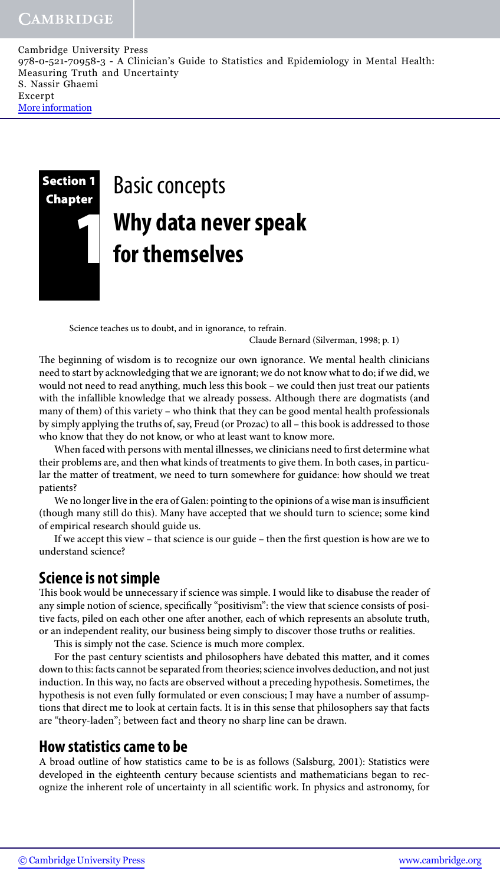# Section 1 Basic concepts

## Chapter 1 Why data never speak for themselves

> Science teaches us to doubt, and in ignorance, to refrain.
>
> Claude Bernard (Silverman, 1998; p. 1)

The beginning of wisdom is to recognize our own ignorance. We mental health clinicians need to start by acknowledging that we are ignorant; we do not know what to do; if we did, we would not need to read anything, much less this book – we could then just treat our patients with the infallible knowledge that we already possess. Although there are dogmatists (and many of them) of this variety – who think that they can be good mental health professionals by simply applying the truths of, say, Freud (or Prozac) to all – this book is addressed to those who know that they do not know, or who at least want to know more.

When faced with persons with mental illnesses, we clinicians need to first determine what their problems are, and then what kinds of treatments to give them. In both cases, in particular the matter of treatment, we need to turn somewhere for guidance: how should we treat patients?

We no longer live in the era of Galen: pointing to the opinions of a wise man is insufficient (though many still do this). Many have accepted that we should turn to science; some kind of empirical research should guide us.

If we accept this view – that science is our guide – then the first question is how are we to understand science?

### Science is not simple

This book would be unnecessary if science was simple. I would like to disabuse the reader of any simple notion of science, specifically "positivism": the view that science consists of positive facts, piled on each other one after another, each of which represents an absolute truth, or an independent reality, our business being simply to discover those truths or realities.

This is simply not the case. Science is much more complex.

For the past century scientists and philosophers have debated this matter, and it comes down to this: facts cannot be separated from theories; science involves deduction, and not just induction. In this way, no facts are observed without a preceding hypothesis. Sometimes, the hypothesis is not even fully formulated or even conscious; I may have a number of assumptions that direct me to look at certain facts. It is in this sense that philosophers say that facts are "theory-laden"; between fact and theory no sharp line can be drawn.

### How statistics came to be

A broad outline of how statistics came to be is as follows (Salsburg, 2001): Statistics were developed in the eighteenth century because scientists and mathematicians began to recognize the inherent role of uncertainty in all scientific work. In physics and astronomy, for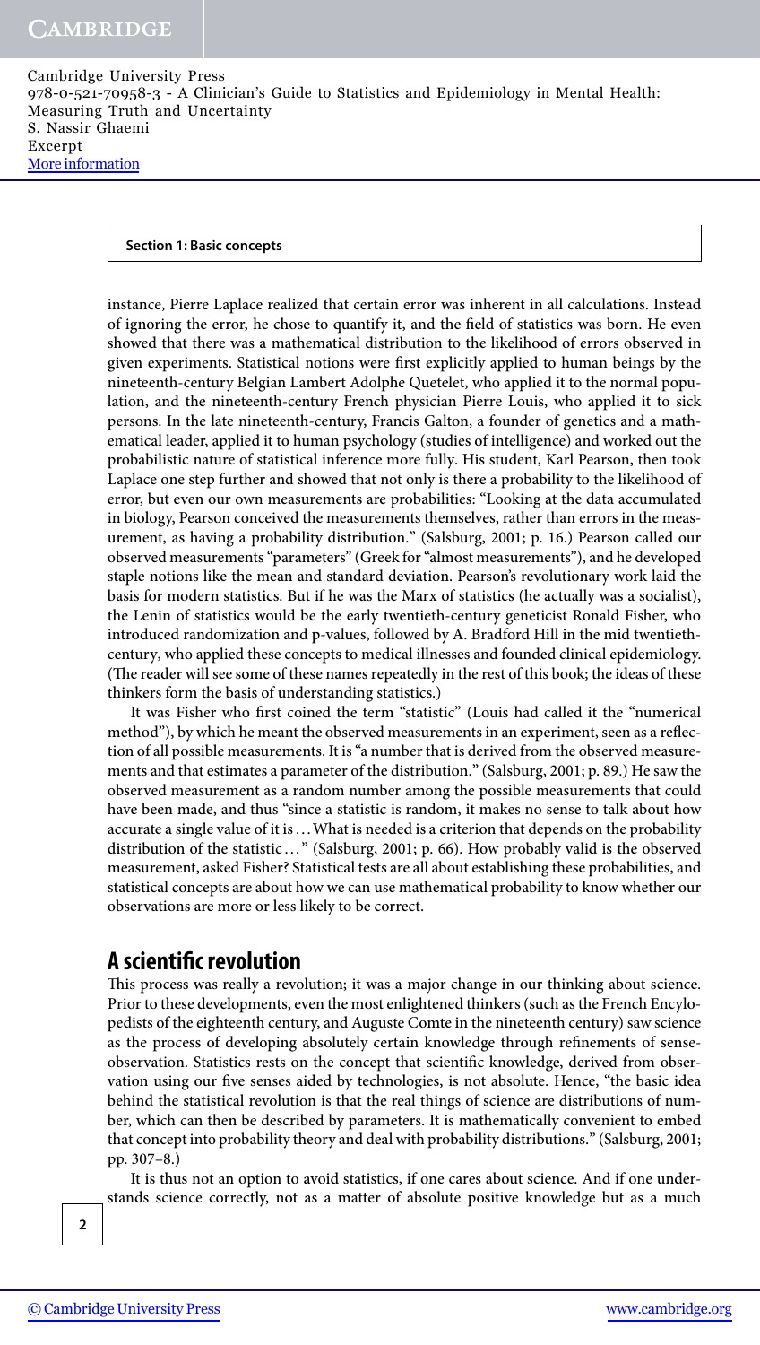instance, Pierre Laplace realized that certain error was inherent in all calculations. Instead of ignoring the error, he chose to quantify it, and the field of statistics was born. He even showed that there was a mathematical distribution to the likelihood of errors observed in given experiments. Statistical notions were first explicitly applied to human beings by the nineteenth-century Belgian Lambert Adolphe Quetelet, who applied it to the normal population, and the nineteenth-century French physician Pierre Louis, who applied it to sick persons. In the late nineteenth-century, Francis Galton, a founder of genetics and a mathematical leader, applied it to human psychology (studies of intelligence) and worked out the probabilistic nature of statistical inference more fully. His student, Karl Pearson, then took Laplace one step further and showed that not only is there a probability to the likelihood of error, but even our own measurements are probabilities: "Looking at the data accumulated in biology, Pearson conceived the measurements themselves, rather than errors in the measurement, as having a probability distribution." (Salsburg, 2001; p. 16.) Pearson called our observed measurements "parameters" (Greek for "almost measurements"), and he developed staple notions like the mean and standard deviation. Pearson's revolutionary work laid the basis for modern statistics. But if he was the Marx of statistics (he actually was a socialist), the Lenin of statistics would be the early twentieth-century geneticist Ronald Fisher, who introduced randomization and p-values, followed by A. Bradford Hill in the mid twentieth-century, who applied these concepts to medical illnesses and founded clinical epidemiology. (The reader will see some of these names repeatedly in the rest of this book; the ideas of these thinkers form the basis of understanding statistics.)

It was Fisher who first coined the term "statistic" (Louis had called it the "numerical method"), by which he meant the observed measurements in an experiment, seen as a reflection of all possible measurements. It is "a number that is derived from the observed measurements and that estimates a parameter of the distribution." (Salsburg, 2001; p. 89.) He saw the observed measurement as a random number among the possible measurements that could have been made, and thus "since a statistic is random, it makes no sense to talk about how accurate a single value of it is ... What is needed is a criterion that depends on the probability distribution of the statistic ... " (Salsburg, 2001; p. 66). How probably valid is the observed measurement, asked Fisher? Statistical tests are all about establishing these probabilities, and statistical concepts are about how we can use mathematical probability to know whether our observations are more or less likely to be correct.

## A scientific revolution

This process was really a revolution; it was a major change in our thinking about science. Prior to these developments, even the most enlightened thinkers (such as the French Encyclopedists of the eighteenth century, and Auguste Comte in the nineteenth century) saw science as the process of developing absolutely certain knowledge through refinements of sense-observation. Statistics rests on the concept that scientific knowledge, derived from observation using our five senses aided by technologies, is not absolute. Hence, "the basic idea behind the statistical revolution is that the real things of science are distributions of number, which can then be described by parameters. It is mathematically convenient to embed that concept into probability theory and deal with probability distributions." (Salsburg, 2001; pp. 307–8.)

It is thus not an option to avoid statistics, if one cares about science. And if one understands science correctly, not as a matter of absolute positive knowledge but as a much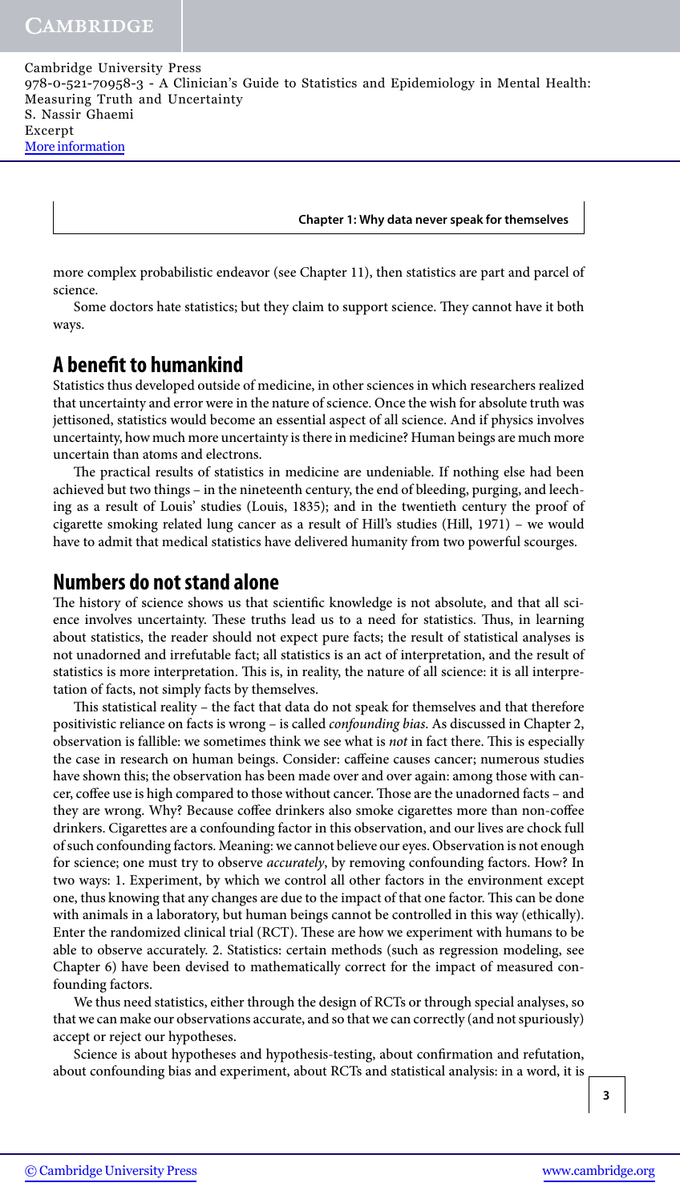more complex probabilistic endeavor (see Chapter 11), then statistics are part and parcel of science.

Some doctors hate statistics; but they claim to support science. They cannot have it both ways.

## A benefit to humankind

Statistics thus developed outside of medicine, in other sciences in which researchers realized that uncertainty and error were in the nature of science. Once the wish for absolute truth was jettisoned, statistics would become an essential aspect of all science. And if physics involves uncertainty, how much more uncertainty is there in medicine? Human beings are much more uncertain than atoms and electrons.

The practical results of statistics in medicine are undeniable. If nothing else had been achieved but two things – in the nineteenth century, the end of bleeding, purging, and leeching as a result of Louis' studies (Louis, 1835); and in the twentieth century the proof of cigarette smoking related lung cancer as a result of Hill's studies (Hill, 1971) – we would have to admit that medical statistics have delivered humanity from two powerful scourges.

## Numbers do not stand alone

The history of science shows us that scientific knowledge is not absolute, and that all science involves uncertainty. These truths lead us to a need for statistics. Thus, in learning about statistics, the reader should not expect pure facts; the result of statistical analyses is not unadorned and irrefutable fact; all statistics is an act of interpretation, and the result of statistics is more interpretation. This is, in reality, the nature of all science: it is all interpretation of facts, not simply facts by themselves.

This statistical reality – the fact that data do not speak for themselves and that therefore positivistic reliance on facts is wrong – is called *confounding bias*. As discussed in Chapter 2, observation is fallible: we sometimes think we see what is *not* in fact there. This is especially the case in research on human beings. Consider: caffeine causes cancer; numerous studies have shown this; the observation has been made over and over again: among those with cancer, coffee use is high compared to those without cancer. Those are the unadorned facts – and they are wrong. Why? Because coffee drinkers also smoke cigarettes more than non-coffee drinkers. Cigarettes are a confounding factor in this observation, and our lives are chock full of such confounding factors. Meaning: we cannot believe our eyes. Observation is not enough for science; one must try to observe *accurately*, by removing confounding factors. How? In two ways: 1. Experiment, by which we control all other factors in the environment except one, thus knowing that any changes are due to the impact of that one factor. This can be done with animals in a laboratory, but human beings cannot be controlled in this way (ethically). Enter the randomized clinical trial (RCT). These are how we experiment with humans to be able to observe accurately. 2. Statistics: certain methods (such as regression modeling, see Chapter 6) have been devised to mathematically correct for the impact of measured confounding factors.

We thus need statistics, either through the design of RCTs or through special analyses, so that we can make our observations accurate, and so that we can correctly (and not spuriously) accept or reject our hypotheses.

Science is about hypotheses and hypothesis-testing, about confirmation and refutation, about confounding bias and experiment, about RCTs and statistical analysis: in a word, it is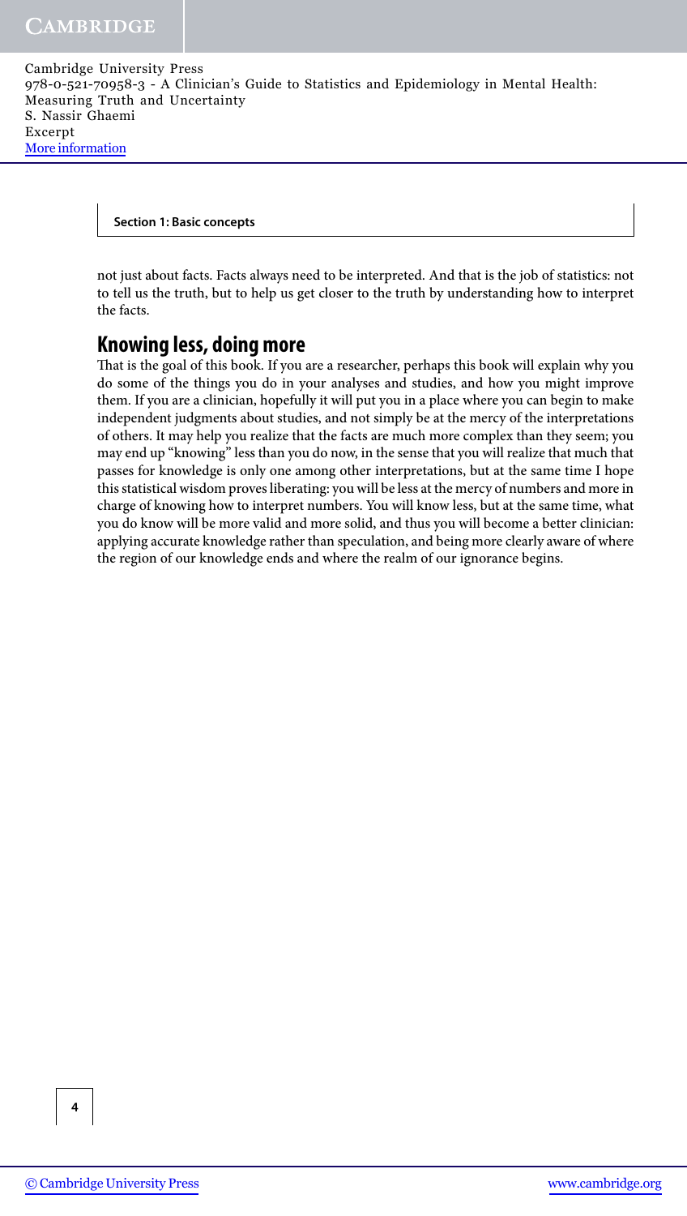not just about facts. Facts always need to be interpreted. And that is the job of statistics: not to tell us the truth, but to help us get closer to the truth by understanding how to interpret the facts.

## Knowing less, doing more

That is the goal of this book. If you are a researcher, perhaps this book will explain why you do some of the things you do in your analyses and studies, and how you might improve them. If you are a clinician, hopefully it will put you in a place where you can begin to make independent judgments about studies, and not simply be at the mercy of the interpretations of others. It may help you realize that the facts are much more complex than they seem; you may end up "knowing" less than you do now, in the sense that you will realize that much that passes for knowledge is only one among other interpretations, but at the same time I hope this statistical wisdom proves liberating: you will be less at the mercy of numbers and more in charge of knowing how to interpret numbers. You will know less, but at the same time, what you do know will be more valid and more solid, and thus you will become a better clinician: applying accurate knowledge rather than speculation, and being more clearly aware of where the region of our knowledge ends and where the realm of our ignorance begins.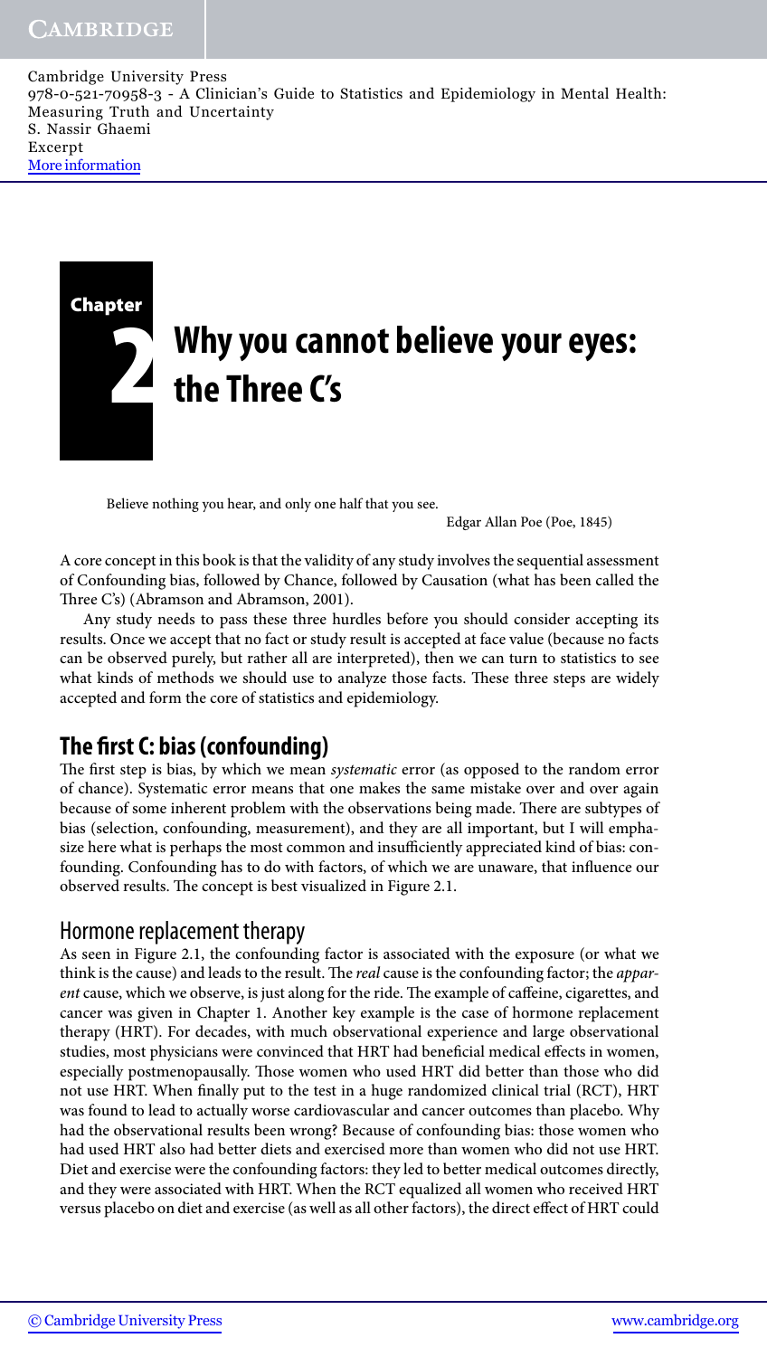# Chapter 2 Why you cannot believe your eyes: the Three C's

Believe nothing you hear, and only one half that you see.

Edgar Allan Poe (Poe, 1845)

A core concept in this book is that the validity of any study involves the sequential assessment of Confounding bias, followed by Chance, followed by Causation (what has been called the Three C's) (Abramson and Abramson, 2001).

Any study needs to pass these three hurdles before you should consider accepting its results. Once we accept that no fact or study result is accepted at face value (because no facts can be observed purely, but rather all are interpreted), then we can turn to statistics to see what kinds of methods we should use to analyze those facts. These three steps are widely accepted and form the core of statistics and epidemiology.

## The first C: bias (confounding)

The first step is bias, by which we mean *systematic* error (as opposed to the random error of chance). Systematic error means that one makes the same mistake over and over again because of some inherent problem with the observations being made. There are subtypes of bias (selection, confounding, measurement), and they are all important, but I will emphasize here what is perhaps the most common and insufficiently appreciated kind of bias: confounding. Confounding has to do with factors, of which we are unaware, that influence our observed results. The concept is best visualized in Figure 2.1.

### Hormone replacement therapy

As seen in Figure 2.1, the confounding factor is associated with the exposure (or what we think is the cause) and leads to the result. The *real* cause is the confounding factor; the *apparent* cause, which we observe, is just along for the ride. The example of caffeine, cigarettes, and cancer was given in Chapter 1. Another key example is the case of hormone replacement therapy (HRT). For decades, with much observational experience and large observational studies, most physicians were convinced that HRT had beneficial medical effects in women, especially postmenopausally. Those women who used HRT did better than those who did not use HRT. When finally put to the test in a huge randomized clinical trial (RCT), HRT was found to lead to actually worse cardiovascular and cancer outcomes than placebo. Why had the observational results been wrong? Because of confounding bias: those women who had used HRT also had better diets and exercised more than women who did not use HRT. Diet and exercise were the confounding factors: they led to better medical outcomes directly, and they were associated with HRT. When the RCT equalized all women who received HRT versus placebo on diet and exercise (as well as all other factors), the direct effect of HRT could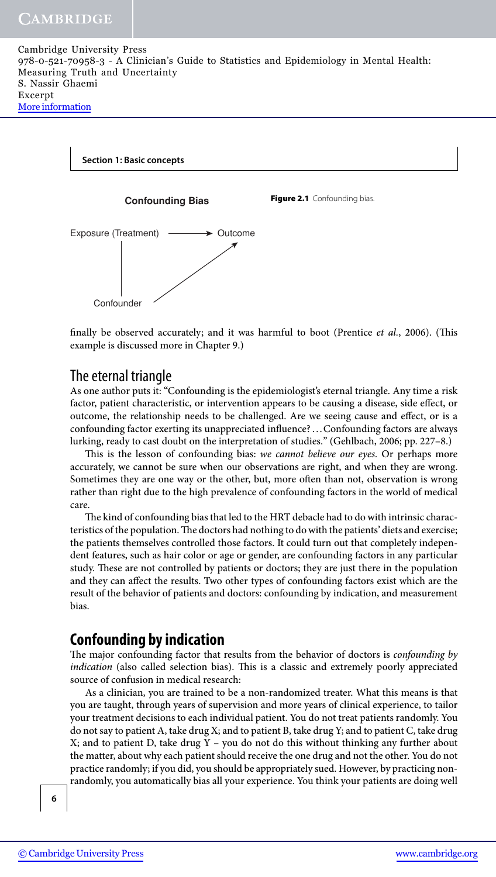**Figure 2.1** Confounding bias.

finally be observed accurately; and it was harmful to boot (Prentice *et al.*, 2006). (This example is discussed more in Chapter 9.)

## The eternal triangle

As one author puts it: "Confounding is the epidemiologist's eternal triangle. Any time a risk factor, patient characteristic, or intervention appears to be causing a disease, side effect, or outcome, the relationship needs to be challenged. Are we seeing cause and effect, or is a confounding factor exerting its unappreciated influence? . . . Confounding factors are always lurking, ready to cast doubt on the interpretation of studies." (Gehlbach, 2006; pp. 227–8.)

This is the lesson of confounding bias: *we cannot believe our eyes.* Or perhaps more accurately, we cannot be sure when our observations are right, and when they are wrong. Sometimes they are one way or the other, but, more often than not, observation is wrong rather than right due to the high prevalence of confounding factors in the world of medical care.

The kind of confounding bias that led to the HRT debacle had to do with intrinsic characteristics of the population. The doctors had nothing to do with the patients' diets and exercise; the patients themselves controlled those factors. It could turn out that completely independent features, such as hair color or age or gender, are confounding factors in any particular study. These are not controlled by patients or doctors; they are just there in the population and they can affect the results. Two other types of confounding factors exist which are the result of the behavior of patients and doctors: confounding by indication, and measurement bias.

## Confounding by indication

The major confounding factor that results from the behavior of doctors is *confounding by indication* (also called selection bias). This is a classic and extremely poorly appreciated source of confusion in medical research:

As a clinician, you are trained to be a non-randomized treater. What this means is that you are taught, through years of supervision and more years of clinical experience, to tailor your treatment decisions to each individual patient. You do not treat patients randomly. You do not say to patient A, take drug X; and to patient B, take drug Y; and to patient C, take drug X; and to patient D, take drug Y – you do not do this without thinking any further about the matter, about why each patient should receive the one drug and not the other. You do not practice randomly; if you did, you should be appropriately sued. However, by practicing non-randomly, you automatically bias all your experience. You think your patients are doing well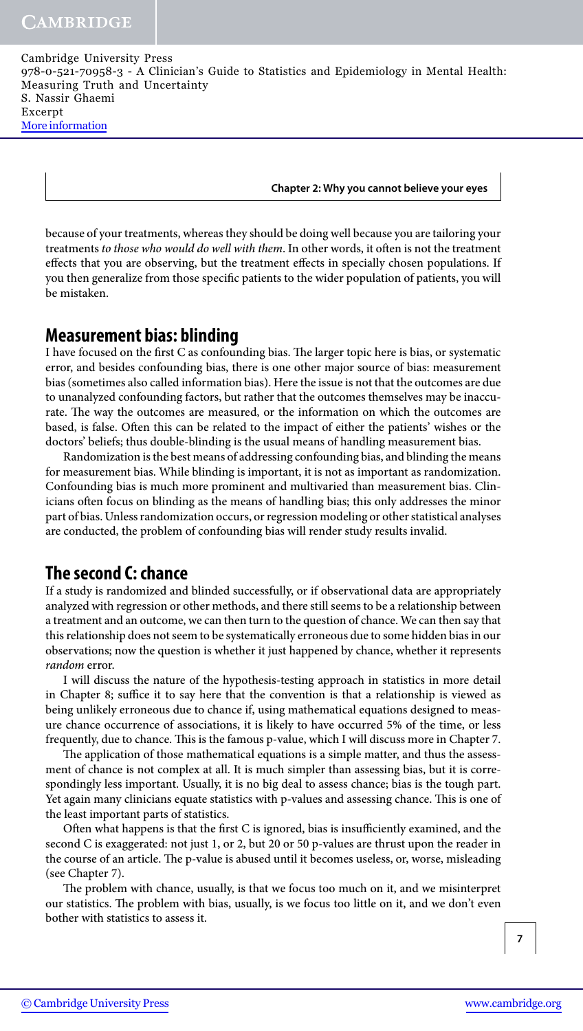because of your treatments, whereas they should be doing well because you are tailoring your treatments *to those who would do well with them*. In other words, it often is not the treatment effects that you are observing, but the treatment effects in specially chosen populations. If you then generalize from those specific patients to the wider population of patients, you will be mistaken.

## Measurement bias: blinding

I have focused on the first C as confounding bias. The larger topic here is bias, or systematic error, and besides confounding bias, there is one other major source of bias: measurement bias (sometimes also called information bias). Here the issue is not that the outcomes are due to unanalyzed confounding factors, but rather that the outcomes themselves may be inaccurate. The way the outcomes are measured, or the information on which the outcomes are based, is false. Often this can be related to the impact of either the patients' wishes or the doctors' beliefs; thus double-blinding is the usual means of handling measurement bias.

Randomization is the best means of addressing confounding bias, and blinding the means for measurement bias. While blinding is important, it is not as important as randomization. Confounding bias is much more prominent and multivaried than measurement bias. Clinicians often focus on blinding as the means of handling bias; this only addresses the minor part of bias. Unless randomization occurs, or regression modeling or other statistical analyses are conducted, the problem of confounding bias will render study results invalid.

## The second C: chance

If a study is randomized and blinded successfully, or if observational data are appropriately analyzed with regression or other methods, and there still seems to be a relationship between a treatment and an outcome, we can then turn to the question of chance. We can then say that this relationship does not seem to be systematically erroneous due to some hidden bias in our observations; now the question is whether it just happened by chance, whether it represents *random* error.

I will discuss the nature of the hypothesis-testing approach in statistics in more detail in Chapter 8; suffice it to say here that the convention is that a relationship is viewed as being unlikely erroneous due to chance if, using mathematical equations designed to measure chance occurrence of associations, it is likely to have occurred 5% of the time, or less frequently, due to chance. This is the famous p-value, which I will discuss more in Chapter 7.

The application of those mathematical equations is a simple matter, and thus the assessment of chance is not complex at all. It is much simpler than assessing bias, but it is correspondingly less important. Usually, it is no big deal to assess chance; bias is the tough part. Yet again many clinicians equate statistics with p-values and assessing chance. This is one of the least important parts of statistics.

Often what happens is that the first C is ignored, bias is insufficiently examined, and the second C is exaggerated: not just 1, or 2, but 20 or 50 p-values are thrust upon the reader in the course of an article. The p-value is abused until it becomes useless, or, worse, misleading (see Chapter 7).

The problem with chance, usually, is that we focus too much on it, and we misinterpret our statistics. The problem with bias, usually, is we focus too little on it, and we don't even bother with statistics to assess it.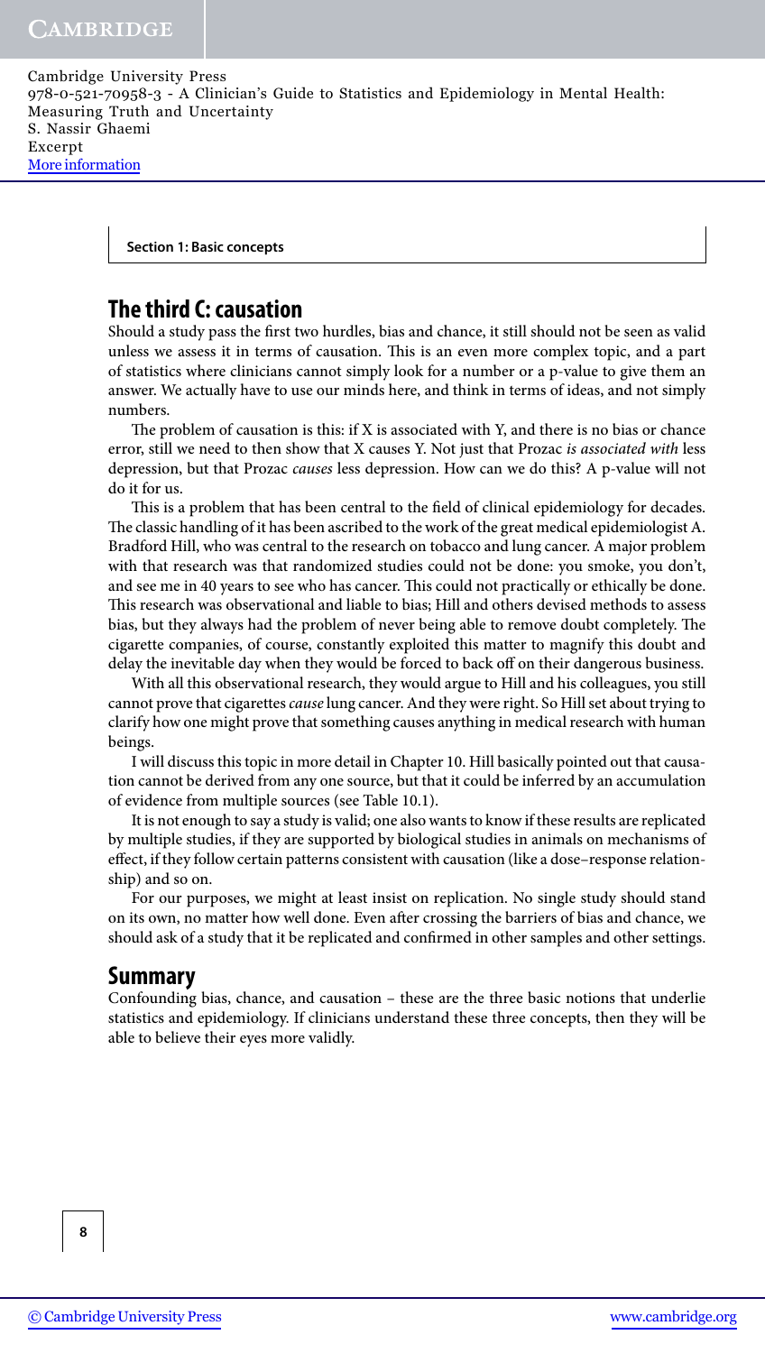## The third C: causation

Should a study pass the first two hurdles, bias and chance, it still should not be seen as valid unless we assess it in terms of causation. This is an even more complex topic, and a part of statistics where clinicians cannot simply look for a number or a p-value to give them an answer. We actually have to use our minds here, and think in terms of ideas, and not simply numbers.

The problem of causation is this: if X is associated with Y, and there is no bias or chance error, still we need to then show that X causes Y. Not just that Prozac *is associated with* less depression, but that Prozac *causes* less depression. How can we do this? A p-value will not do it for us.

This is a problem that has been central to the field of clinical epidemiology for decades. The classic handling of it has been ascribed to the work of the great medical epidemiologist A. Bradford Hill, who was central to the research on tobacco and lung cancer. A major problem with that research was that randomized studies could not be done: you smoke, you don't, and see me in 40 years to see who has cancer. This could not practically or ethically be done. This research was observational and liable to bias; Hill and others devised methods to assess bias, but they always had the problem of never being able to remove doubt completely. The cigarette companies, of course, constantly exploited this matter to magnify this doubt and delay the inevitable day when they would be forced to back off on their dangerous business.

With all this observational research, they would argue to Hill and his colleagues, you still cannot prove that cigarettes *cause* lung cancer. And they were right. So Hill set about trying to clarify how one might prove that something causes anything in medical research with human beings.

I will discuss this topic in more detail in Chapter 10. Hill basically pointed out that causation cannot be derived from any one source, but that it could be inferred by an accumulation of evidence from multiple sources (see Table 10.1).

It is not enough to say a study is valid; one also wants to know if these results are replicated by multiple studies, if they are supported by biological studies in animals on mechanisms of effect, if they follow certain patterns consistent with causation (like a dose–response relationship) and so on.

For our purposes, we might at least insist on replication. No single study should stand on its own, no matter how well done. Even after crossing the barriers of bias and chance, we should ask of a study that it be replicated and confirmed in other samples and other settings.

## Summary

Confounding bias, chance, and causation – these are the three basic notions that underlie statistics and epidemiology. If clinicians understand these three concepts, then they will be able to believe their eyes more validly.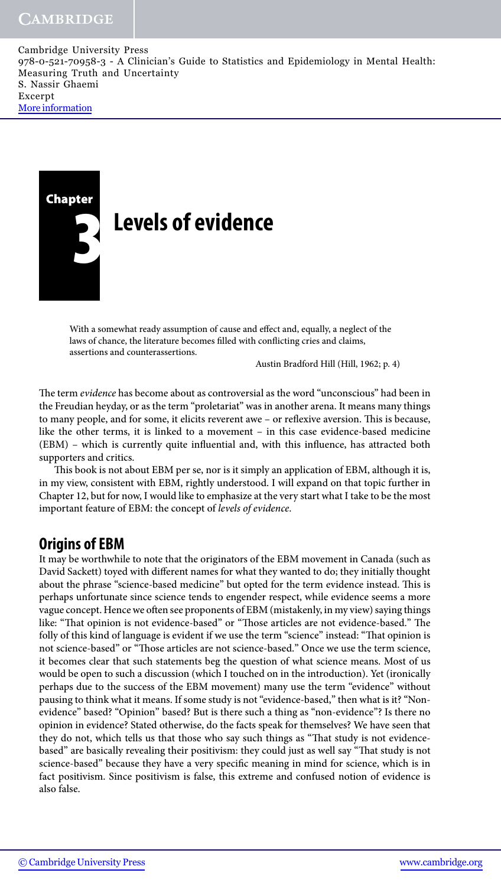# Chapter 3 Levels of evidence

> With a somewhat ready assumption of cause and effect and, equally, a neglect of the laws of chance, the literature becomes filled with conflicting cries and claims, assertions and counterassertions.
>
> Austin Bradford Hill (Hill, 1962; p. 4)

The term *evidence* has become about as controversial as the word "unconscious" had been in the Freudian heyday, or as the term "proletariat" was in another arena. It means many things to many people, and for some, it elicits reverent awe – or reflexive aversion. This is because, like the other terms, it is linked to a movement – in this case evidence-based medicine (EBM) – which is currently quite influential and, with this influence, has attracted both supporters and critics.

This book is not about EBM per se, nor is it simply an application of EBM, although it is, in my view, consistent with EBM, rightly understood. I will expand on that topic further in Chapter 12, but for now, I would like to emphasize at the very start what I take to be the most important feature of EBM: the concept of *levels of evidence*.

## Origins of EBM

It may be worthwhile to note that the originators of the EBM movement in Canada (such as David Sackett) toyed with different names for what they wanted to do; they initially thought about the phrase "science-based medicine" but opted for the term evidence instead. This is perhaps unfortunate since science tends to engender respect, while evidence seems a more vague concept. Hence we often see proponents of EBM (mistakenly, in my view) saying things like: "That opinion is not evidence-based" or "Those articles are not evidence-based." The folly of this kind of language is evident if we use the term "science" instead: "That opinion is not science-based" or "Those articles are not science-based." Once we use the term science, it becomes clear that such statements beg the question of what science means. Most of us would be open to such a discussion (which I touched on in the introduction). Yet (ironically perhaps due to the success of the EBM movement) many use the term "evidence" without pausing to think what it means. If some study is not "evidence-based," then what is it? "Non-evidence" based? "Opinion" based? But is there such a thing as "non-evidence"? Is there no opinion in evidence? Stated otherwise, do the facts speak for themselves? We have seen that they do not, which tells us that those who say such things as "That study is not evidence-based" are basically revealing their positivism: they could just as well say "That study is not science-based" because they have a very specific meaning in mind for science, which is in fact positivism. Since positivism is false, this extreme and confused notion of evidence is also false.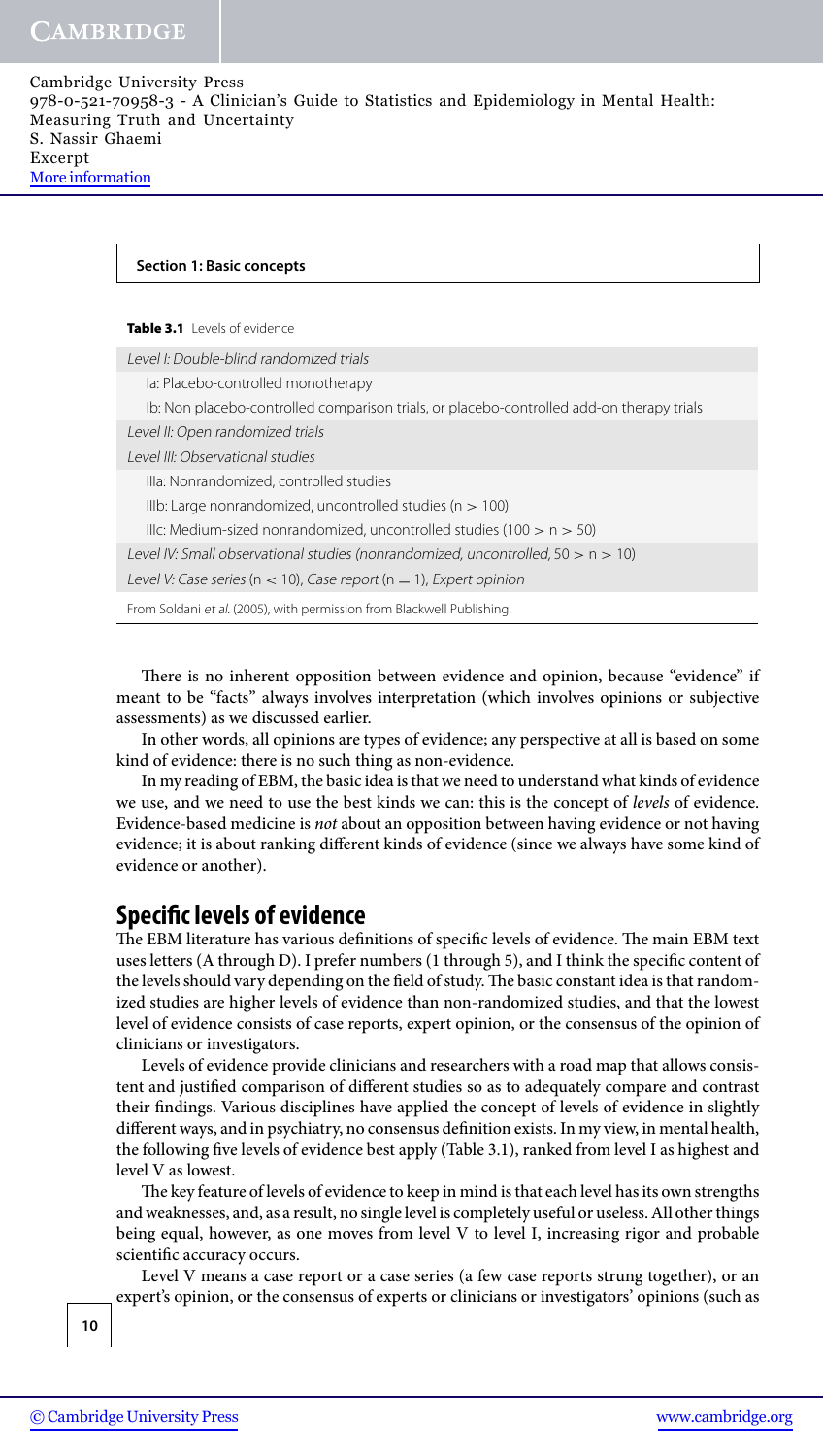**Section 1: Basic concepts**

**Table 3.1** Levels of evidence

| | |
|---|---|
| *Level I: Double-blind randomized trials* | |
| | Ia: Placebo-controlled monotherapy |
| | Ib: Non placebo-controlled comparison trials, or placebo-controlled add-on therapy trials |
| *Level II: Open randomized trials* | |
| *Level III: Observational studies* | |
| | IIIa: Nonrandomized, controlled studies |
| | IIIb: Large nonrandomized, uncontrolled studies ($n > 100$) |
| | IIIc: Medium-sized nonrandomized, uncontrolled studies ($100 > n > 50$) |
| *Level IV: Small observational studies (nonrandomized, uncontrolled,* $50 > n > 10$) | |
| *Level V: Case series* ($n < 10$), *Case report* ($n = 1$), *Expert opinion* | |

From Soldani *et al.* (2005), with permission from Blackwell Publishing.

There is no inherent opposition between evidence and opinion, because "evidence" if meant to be "facts" always involves interpretation (which involves opinions or subjective assessments) as we discussed earlier.

In other words, all opinions are types of evidence; any perspective at all is based on some kind of evidence: there is no such thing as non-evidence.

In my reading of EBM, the basic idea is that we need to understand what kinds of evidence we use, and we need to use the best kinds we can: this is the concept of *levels* of evidence. Evidence-based medicine is *not* about an opposition between having evidence or not having evidence; it is about ranking different kinds of evidence (since we always have some kind of evidence or another).

## Specific levels of evidence

The EBM literature has various definitions of specific levels of evidence. The main EBM text uses letters (A through D). I prefer numbers (1 through 5), and I think the specific content of the levels should vary depending on the field of study. The basic constant idea is that randomized studies are higher levels of evidence than non-randomized studies, and that the lowest level of evidence consists of case reports, expert opinion, or the consensus of the opinion of clinicians or investigators.

Levels of evidence provide clinicians and researchers with a road map that allows consistent and justified comparison of different studies so as to adequately compare and contrast their findings. Various disciplines have applied the concept of levels of evidence in slightly different ways, and in psychiatry, no consensus definition exists. In my view, in mental health, the following five levels of evidence best apply (Table 3.1), ranked from level I as highest and level V as lowest.

The key feature of levels of evidence to keep in mind is that each level has its own strengths and weaknesses, and, as a result, no single level is completely useful or useless. All other things being equal, however, as one moves from level V to level I, increasing rigor and probable scientific accuracy occurs.

Level V means a case report or a case series (a few case reports strung together), or an expert's opinion, or the consensus of experts or clinicians or investigators' opinions (such as